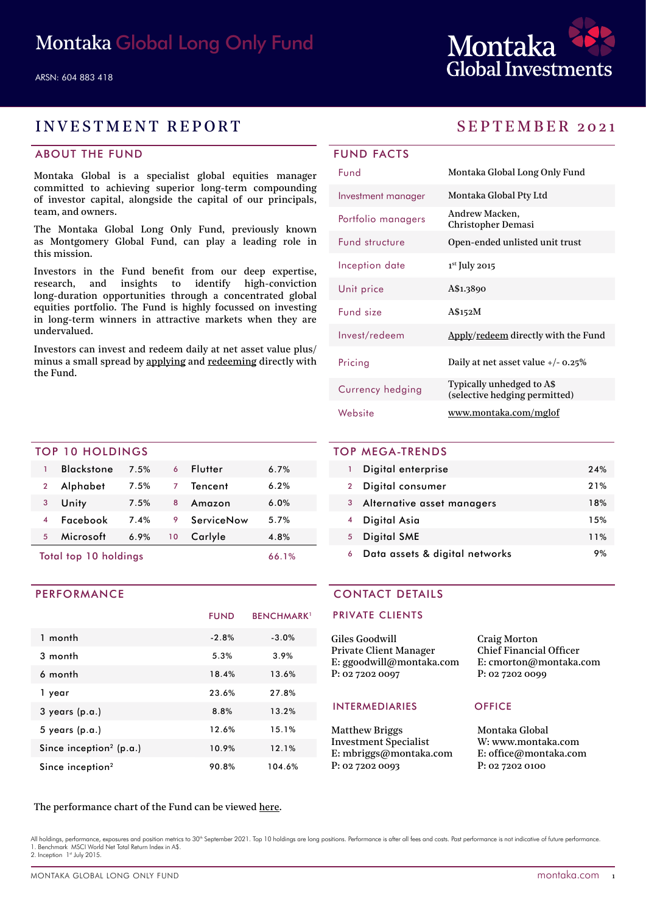# Montaka Global Long Only Fund

ARSN: 604 883 418

Montaka Global Investments

## INVESTMENT REPORT

## SEPTEMBER 2021

### ABOUT THE FUND

Montaka Global is a specialist global equities manager committed to achieving superior long-term compounding of investor capital, alongside the capital of our principals, team, and owners.

The Montaka Global Long Only Fund, previously known as Montgomery Global Fund, can play a leading role in this mission.

Investors in the Fund benefit from our deep expertise, research, and insights to identify high-conviction long-duration opportunities through a concentrated global equities portfolio. The Fund is highly focussed on investing in long-term winners in attractive markets when they are undervalued.

Investors can invest and redeem daily at net asset value plus/minus a small spread by applying and redeeming directly with the Fund.

### FUND FACTS

| | |
|---|---|
| Fund | Montaka Global Long Only Fund |
| Investment manager | Montaka Global Pty Ltd |
| Portfolio managers | Andrew Macken, Christopher Demasi |
| Fund structure | Open-ended unlisted unit trust |
| Inception date | 1st July 2015 |
| Unit price | A$1.3890 |
| Fund size | A$152M |
| Invest/redeem | Apply/redeem directly with the Fund |
| Pricing | Daily at net asset value +/- 0.25% |
| Currency hedging | Typically unhedged to A$ (selective hedging permitted) |
| Website | www.montaka.com/mglof |

### TOP 10 HOLDINGS

| # | Holding | % | # | Holding | % |
|---|---|---|---|---|---|
| 1 | Blackstone | 7.5% | 6 | Flutter | 6.7% |
| 2 | Alphabet | 7.5% | 7 | Tencent | 6.2% |
| 3 | Unity | 7.5% | 8 | Amazon | 6.0% |
| 4 | Facebook | 7.4% | 9 | ServiceNow | 5.7% |
| 5 | Microsoft | 6.9% | 10 | Carlyle | 4.8% |
| Total top 10 holdings | | | | | 66.1% |

### TOP MEGA-TRENDS

| # | Mega-trend | % |
|---|---|---|
| 1 | Digital enterprise | 24% |
| 2 | Digital consumer | 21% |
| 3 | Alternative asset managers | 18% |
| 4 | Digital Asia | 15% |
| 5 | Digital SME | 11% |
| 6 | Data assets & digital networks | 9% |

### PERFORMANCE

| | FUND | BENCHMARK[1] |
|---|---|---|
| 1 month | -2.8% | -3.0% |
| 3 month | 5.3% | 3.9% |
| 6 month | 18.4% | 13.6% |
| 1 year | 23.6% | 27.8% |
| 3 years (p.a.) | 8.8% | 13.2% |
| 5 years (p.a.) | 12.6% | 15.1% |
| Since inception[2] (p.a.) | 10.9% | 12.1% |
| Since inception[2] | 90.8% | 104.6% |

The performance chart of the Fund can be viewed here.

### CONTACT DETAILS

#### PRIVATE CLIENTS

Giles Goodwill
Private Client Manager
E: ggoodwill@montaka.com
P: 02 7202 0097

Craig Morton
Chief Financial Officer
E: cmorton@montaka.com
P: 02 7202 0099

#### INTERMEDIARIES

Matthew Briggs
Investment Specialist
E: mbriggs@montaka.com
P: 02 7202 0093

#### OFFICE

Montaka Global
W: www.montaka.com
E: office@montaka.com
P: 02 7202 0100

All holdings, performance, exposures and position metrics to 30th September 2021. Top 10 holdings are long positions. Performance is after all fees and costs. Past performance is not indicative of future performance.
1. Benchmark MSCI World Net Total Return Index in A$.
2. Inception 1st July 2015.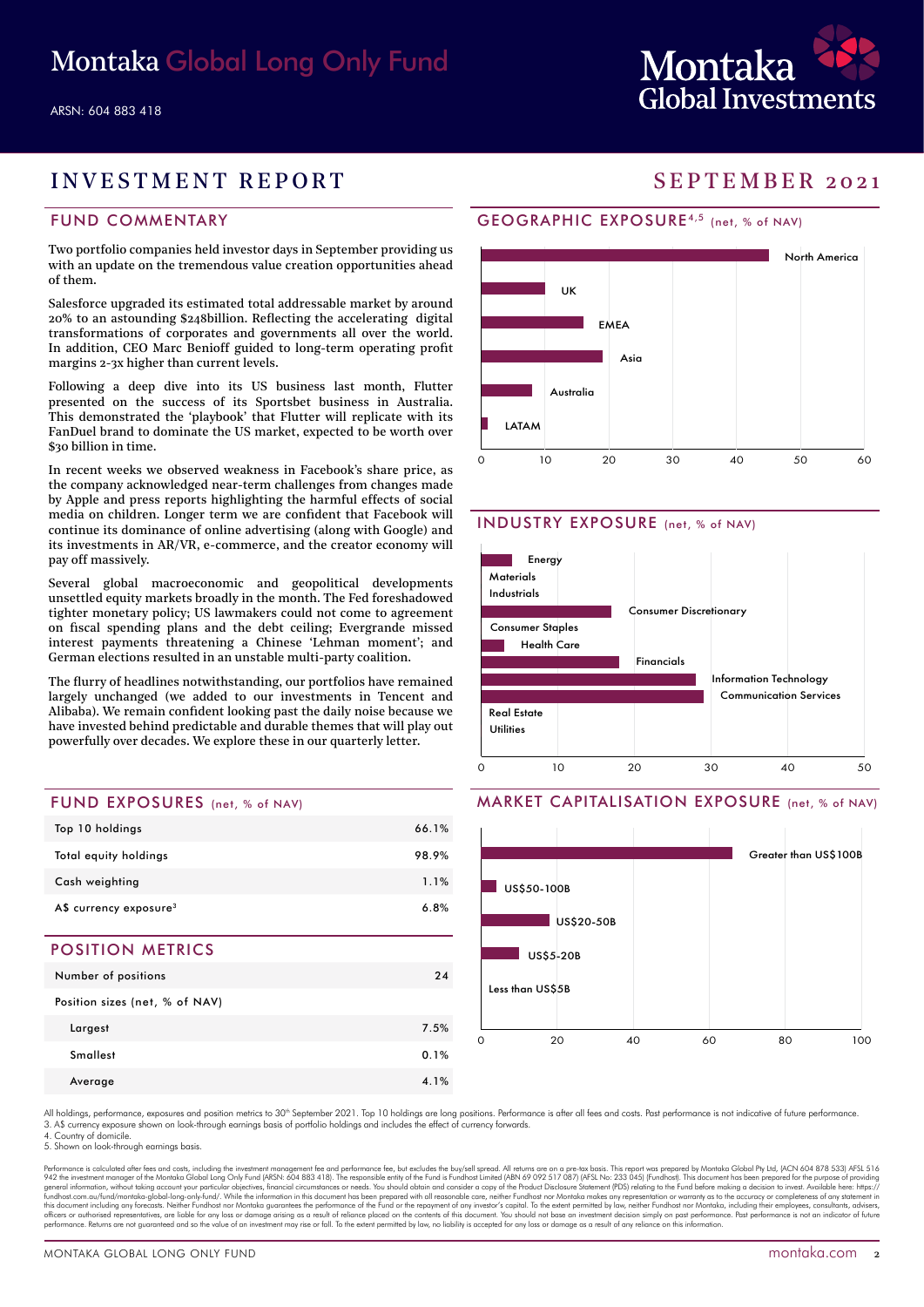# Montaka Global Long Only Fund

ARSN: 604 883 418

Montaka Global Investments

## INVESTMENT REPORT — SEPTEMBER 2021

## FUND COMMENTARY

Two portfolio companies held investor days in September providing us with an update on the tremendous value creation opportunities ahead of them.

Salesforce upgraded its estimated total addressable market by around 20% to an astounding $248billion. Reflecting the accelerating digital transformations of corporates and governments all over the world. In addition, CEO Marc Benioff guided to long-term operating profit margins 2-3x higher than current levels.

Following a deep dive into its US business last month, Flutter presented on the success of its Sportsbet business in Australia. This demonstrated the 'playbook' that Flutter will replicate with its FanDuel brand to dominate the US market, expected to be worth over $30 billion in time.

In recent weeks we observed weakness in Facebook's share price, as the company acknowledged near-term challenges from changes made by Apple and press reports highlighting the harmful effects of social media on children. Longer term we are confident that Facebook will continue its dominance of online advertising (along with Google) and its investments in AR/VR, e-commerce, and the creator economy will pay off massively.

Several global macroeconomic and geopolitical developments unsettled equity markets broadly in the month. The Fed foreshadowed tighter monetary policy; US lawmakers could not come to agreement on fiscal spending plans and the debt ceiling; Evergrande missed interest payments threatening a Chinese 'Lehman moment'; and German elections resulted in an unstable multi-party coalition.

The flurry of headlines notwithstanding, our portfolios have remained largely unchanged (we added to our investments in Tencent and Alibaba). We remain confident looking past the daily noise because we have invested behind predictable and durable themes that will play out powerfully over decades. We explore these in our quarterly letter.

## GEOGRAPHIC EXPOSURE[4,5] (net, % of NAV)

North America
UK
EMEA
Asia
Australia
LATAM
0 10 20 30 40 50 60

## INDUSTRY EXPOSURE (net, % of NAV)

Energy
Materials
Industrials
Consumer Discretionary
Consumer Staples
Health Care
Financials
Information Technology
Communication Services
Real Estate
Utilities
0 10 20 30 40 50

## FUND EXPOSURES (net, % of NAV)

| | |
|---|---|
| Top 10 holdings | 66.1% |
| Total equity holdings | 98.9% |
| Cash weighting | 1.1% |
| A$ currency exposure[3] | 6.8% |

## POSITION METRICS

| | |
|---|---|
| Number of positions | 24 |
| Position sizes (net, % of NAV) | |
| Largest | 7.5% |
| Smallest | 0.1% |
| Average | 4.1% |

## MARKET CAPITALISATION EXPOSURE (net, % of NAV)

Greater than US$100B
US$50-100B
US$20-50B
US$5-20B
Less than US$5B
0 20 40 60 80 100

All holdings, performance, exposures and position metrics to 30th September 2021. Top 10 holdings are long positions. Performance is after all fees and costs. Past performance is not indicative of future performance.
3. A$ currency exposure shown on look-through earnings basis of portfolio holdings and includes the effect of currency forwards.
4. Country of domicile.
5. Shown on look-through earnings basis.

Performance is calculated after fees and costs, including the investment management fee and performance fee, but excludes the buy/sell spread. All returns are on a pre-tax basis. This report was prepared by Montaka Global Pty Ltd, (ACN 604 878 533) AFSL 516 942 the investment manager of the Montaka Global Long Only Fund (ARSN: 604 883 418). The responsible entity of the Fund is Fundhost Limited (ABN 69 092 517 087) (AFSL No: 233 045) (Fundhost). This document has been prepared for the purpose of providing general information, without taking account your particular objectives, financial circumstances or needs. You should obtain and consider a copy of the Product Disclosure Statement (PDS) relating to the Fund before making a decision to invest. Available here: https://fundhost.com.au/fund/montaka-global-long-only-fund/. While the information in this document has been prepared with all reasonable care, neither Fundhost nor Montaka makes any representation or warranty as to the accuracy or completeness of any statement in this document including any forecasts. Neither Fundhost nor Montaka guarantees the performance of the Fund or the repayment of any investor's capital. To the extent permitted by law, neither Fundhost nor Montaka, including their employees, consultants, advisers, officers or authorised representatives, are liable for any loss or damage arising as a result of reliance placed on the contents of this document. You should not base an investment decision simply on past performance. Past performance is not an indicator of future performance. Returns are not guaranteed and so the value of an investment may rise or fall. To the extent permitted by law, no liability is accepted for any loss or damage as a result of any reliance on this information.